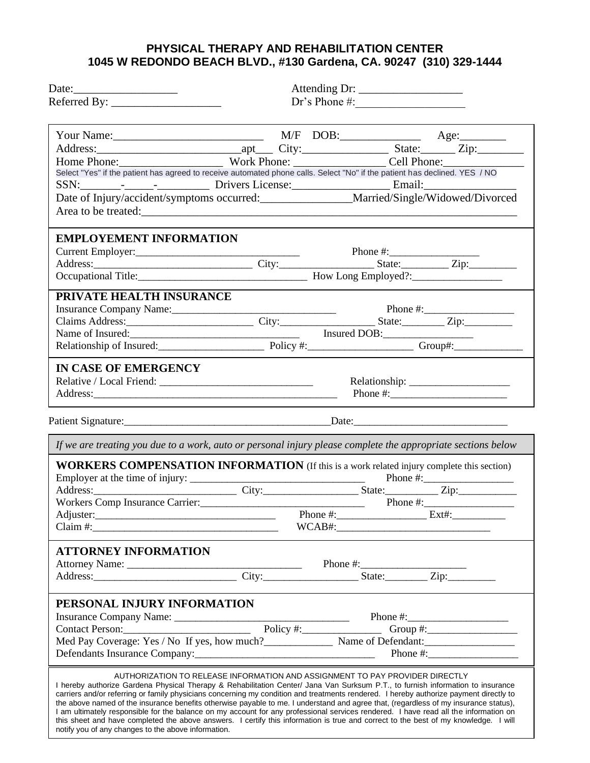**PHYSICAL THERAPY AND REHABILITATION CENTER**
**1045 W REDONDO BEACH BLVD., #130 Gardena, CA. 90247 (310) 329-1444**

Date:__________________ Attending Dr: __________________
Referred By: ___________________ Dr's Phone #:___________________

Your Name:__________________________ M/F DOB:______________ Age:________
Address:_________________________apt___ City:_______________ State:______ Zip:________
Home Phone:_________________ Work Phone: ________________ Cell Phone:______________
Select "Yes" if the patient has agreed to receive automated phone calls. Select "No" if the patient has declined. YES / NO
SSN:_______-_____-_________ Drivers License:_________________ Email:________________
Date of Injury/accident/symptoms occurred:________________Married/Single/Widowed/Divorced
Area to be treated:___________________________________________________________________

**EMPLOYEMENT INFORMATION**
Current Employer:______________________________ Phone #:_________________
Address:______________________________ City:_________________ State:_________ Zip:_________
Occupational Title:________________________________ How Long Employed?:_________________

**PRIVATE HEALTH INSURANCE**
Insurance Company Name:______________________________ Phone #:_________________
Claims Address:________________________ City:_________________ State:________ Zip:_________
Name of Insured:________________________________ Insured DOB:_________________
Relationship of Insured:____________________ Policy #:____________________ Group#:_____________

**IN CASE OF EMERGENCY**
Relative / Local Friend: _____________________________ Relationship: ___________________
Address:______________________________________________ Phone #:______________________

Patient Signature:______________________________________Date:_____________________________

*If we are treating you due to a work, auto or personal injury please complete the appropriate sections below*

**WORKERS COMPENSATION INFORMATION** (If this is a work related injury complete this section)
Employer at the time of injury: _________________________________ Phone #:_________________
Address:___________________________ City:_________________ State:__________ Zip:___________
Workers Comp Insurance Carrier:_______________________________ Phone #:_________________
Adjuster:_________________________________ Phone #:_________________ Ext#:__________
Claim #:___________________________________ WCAB#:_____________________________

**ATTORNEY INFORMATION**
Attorney Name: ________________________________ Phone #:____________________
Address:___________________________ City:_________________ State:________ Zip:_________

**PERSONAL INJURY INFORMATION**
Insurance Company Name: _________________________________ Phone #:___________________
Contact Person:________________________ Policy #:_______________ Group #:_________________
Med Pay Coverage: Yes / No If yes, how much?_____________ Name of Defendant:_________________
Defendants Insurance Company:__________________________________ Phone #:_________________

AUTHORIZATION TO RELEASE INFORMATION AND ASSIGNMENT TO PAY PROVIDER DIRECTLY

I hereby authorize Gardena Physical Therapy & Rehabilitation Center/ Jana Van Surksum P.T., to furnish information to insurance carriers and/or referring or family physicians concerning my condition and treatments rendered. I hereby authorize payment directly to the above named of the insurance benefits otherwise payable to me. I understand and agree that, (regardless of my insurance status), I am ultimately responsible for the balance on my account for any professional services rendered. I have read all the information on this sheet and have completed the above answers. I certify this information is true and correct to the best of my knowledge. I will notify you of any changes to the above information.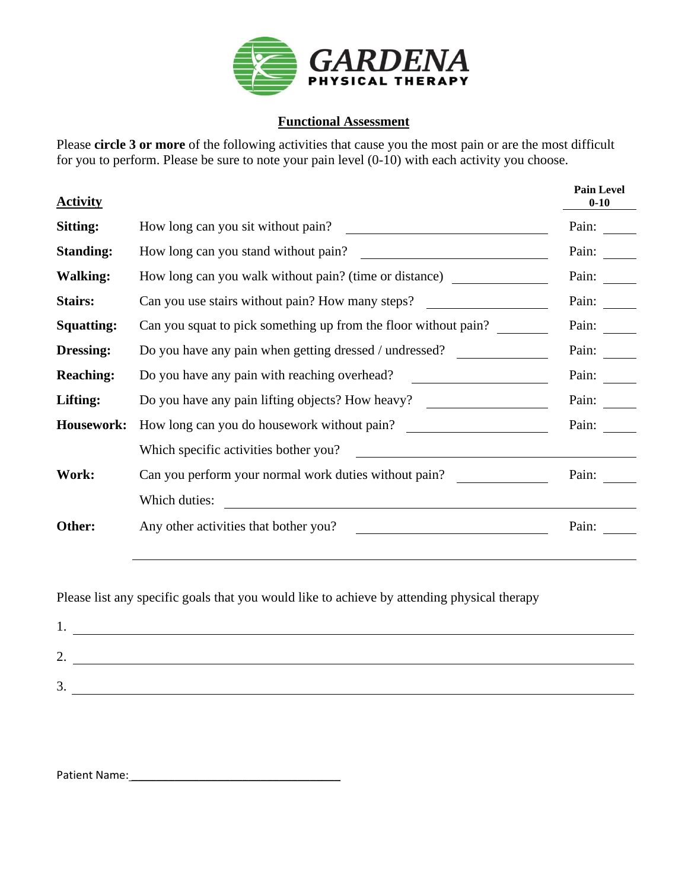GARDENA
PHYSICAL THERAPY

## Functional Assessment

Please **circle 3 or more** of the following activities that cause you the most pain or are the most difficult for you to perform. Please be sure to note your pain level (0-10) with each activity you choose.

| Activity | | | Pain Level 0-10 |
|---|---|---|---|
| **Sitting:** | How long can you sit without pain? | \_\_\_\_\_\_\_\_\_\_\_\_\_\_\_\_ | Pain: \_\_\_\_\_ |
| **Standing:** | How long can you stand without pain? | \_\_\_\_\_\_\_\_\_\_\_\_\_\_\_\_ | Pain: \_\_\_\_\_ |
| **Walking:** | How long can you walk without pain? (time or distance) | \_\_\_\_\_\_\_\_\_\_\_\_\_\_\_\_ | Pain: \_\_\_\_\_ |
| **Stairs:** | Can you use stairs without pain? How many steps? | \_\_\_\_\_\_\_\_\_\_\_\_\_\_\_\_ | Pain: \_\_\_\_\_ |
| **Squatting:** | Can you squat to pick something up from the floor without pain? | \_\_\_\_\_\_\_\_\_\_\_\_\_\_\_\_ | Pain: \_\_\_\_\_ |
| **Dressing:** | Do you have any pain when getting dressed / undressed? | \_\_\_\_\_\_\_\_\_\_\_\_\_\_\_\_ | Pain: \_\_\_\_\_ |
| **Reaching:** | Do you have any pain with reaching overhead? | \_\_\_\_\_\_\_\_\_\_\_\_\_\_\_\_ | Pain: \_\_\_\_\_ |
| **Lifting:** | Do you have any pain lifting objects? How heavy? | \_\_\_\_\_\_\_\_\_\_\_\_\_\_\_\_ | Pain: \_\_\_\_\_ |
| **Housework:** | How long can you do housework without pain? | \_\_\_\_\_\_\_\_\_\_\_\_\_\_\_\_ | Pain: \_\_\_\_\_ |
| | Which specific activities bother you? | \_\_\_\_\_\_\_\_\_\_\_\_\_\_\_\_ | |
| **Work:** | Can you perform your normal work duties without pain? | \_\_\_\_\_\_\_\_\_\_\_\_\_\_\_\_ | Pain: \_\_\_\_\_ |
| | Which duties: | \_\_\_\_\_\_\_\_\_\_\_\_\_\_\_\_ | |
| **Other:** | Any other activities that bother you? | \_\_\_\_\_\_\_\_\_\_\_\_\_\_\_\_ | Pain: \_\_\_\_\_ |

\_\_\_\_\_\_\_\_\_\_\_\_\_\_\_\_\_\_\_\_\_\_\_\_\_\_\_\_\_\_\_\_\_\_\_\_\_\_\_\_\_\_\_\_\_\_\_\_\_\_\_\_

Please list any specific goals that you would like to achieve by attending physical therapy

1. \_\_\_\_\_\_\_\_\_\_\_\_\_\_\_\_\_\_\_\_\_\_\_\_\_\_\_\_\_\_\_\_\_\_\_\_\_\_\_\_\_\_\_\_\_\_\_\_\_\_\_\_

2. \_\_\_\_\_\_\_\_\_\_\_\_\_\_\_\_\_\_\_\_\_\_\_\_\_\_\_\_\_\_\_\_\_\_\_\_\_\_\_\_\_\_\_\_\_\_\_\_\_\_\_\_

3. \_\_\_\_\_\_\_\_\_\_\_\_\_\_\_\_\_\_\_\_\_\_\_\_\_\_\_\_\_\_\_\_\_\_\_\_\_\_\_\_\_\_\_\_\_\_\_\_\_\_\_\_

Patient Name: \_\_\_\_\_\_\_\_\_\_\_\_\_\_\_\_\_\_\_\_\_\_\_\_\_\_\_\_\_\_\_\_\_\_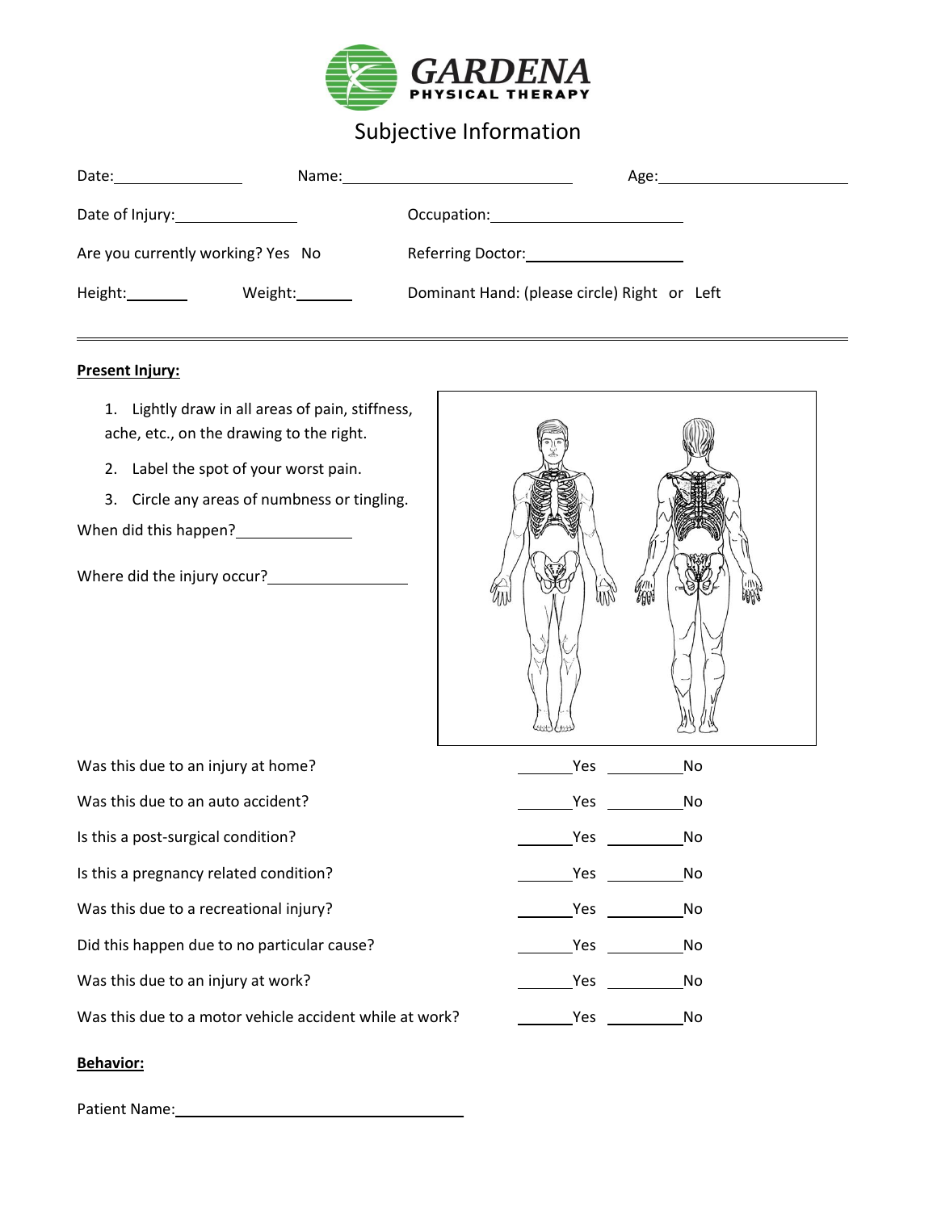GARDENA PHYSICAL THERAPY

# Subjective Information

Date:________________ Name:______________________________ Age:________________________

Date of Injury:_______________ Occupation:________________________

Are you currently working? Yes No Referring Doctor:____________________

Height:________ Weight:_______ Dominant Hand: (please circle) Right or Left

---

**Present Injury:**

1. Lightly draw in all areas of pain, stiffness, ache, etc., on the drawing to the right.
2. Label the spot of your worst pain.
3. Circle any areas of numbness or tingling.

When did this happen?______________

Where did the injury occur?_________________

| | | |
|---|---|---|
| Was this due to an injury at home? | _______Yes | _________No |
| Was this due to an auto accident? | _______Yes | _________No |
| Is this a post-surgical condition? | _______Yes | _________No |
| Is this a pregnancy related condition? | _______Yes | _________No |
| Was this due to a recreational injury? | _______Yes | _________No |
| Did this happen due to no particular cause? | _______Yes | _________No |
| Was this due to an injury at work? | _______Yes | _________No |
| Was this due to a motor vehicle accident while at work? | _______Yes | _________No |

**Behavior:**

Patient Name:____________________________________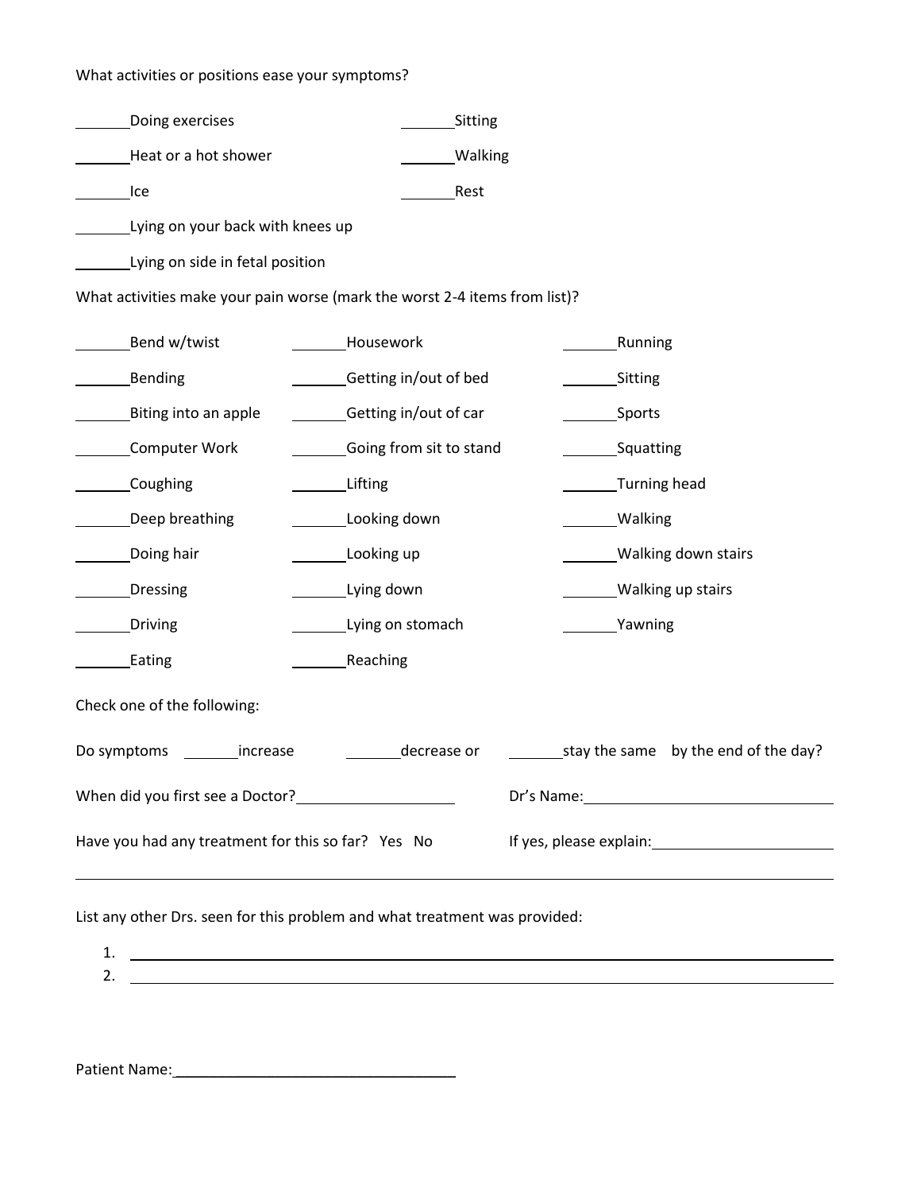What activities or positions ease your symptoms?

_______Doing exercises
_______Heat or a hot shower
_______Ice
_______Lying on your back with knees up
_______Lying on side in fetal position
_______Sitting
_______Walking
_______Rest

What activities make your pain worse (mark the worst 2-4 items from list)?

| | | |
|---|---|---|
| _______Bend w/twist | _______Housework | _______Running |
| _______Bending | _______Getting in/out of bed | _______Sitting |
| _______Biting into an apple | _______Getting in/out of car | _______Sports |
| _______Computer Work | _______Going from sit to stand | _______Squatting |
| _______Coughing | _______Lifting | _______Turning head |
| _______Deep breathing | _______Looking down | _______Walking |
| _______Doing hair | _______Looking up | _______Walking down stairs |
| _______Dressing | _______Lying down | _______Walking up stairs |
| _______Driving | _______Lying on stomach | _______Yawning |
| _______Eating | _______Reaching | |

Check one of the following:

Do symptoms _______increase _______decrease or _______stay the same by the end of the day?

When did you first see a Doctor?____________________ Dr's Name:______________________________

Have you had any treatment for this so far? Yes No If yes, please explain:______________________

___________________________________________________________________________

List any other Drs. seen for this problem and what treatment was provided:

1. ___________________________________________________________________________
2. ___________________________________________________________________________

Patient Name:___________________________________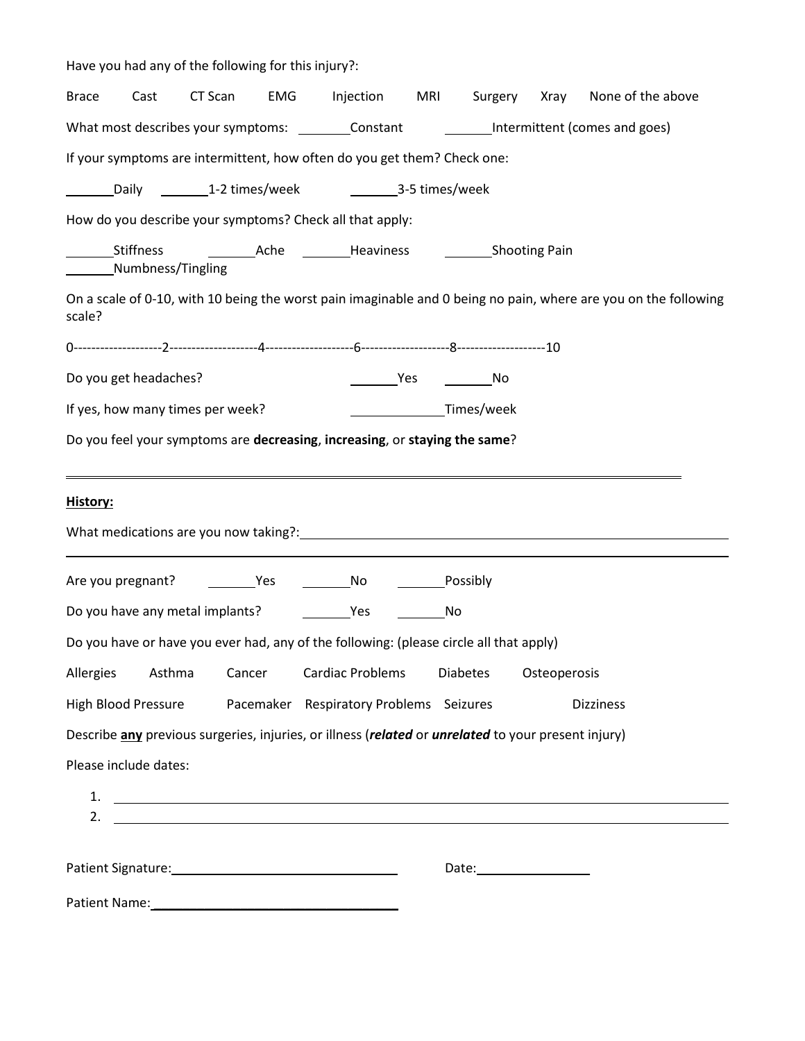Have you had any of the following for this injury?:

Brace Cast CT Scan EMG Injection MRI Surgery Xray None of the above

What most describes your symptoms: ________Constant ________Intermittent (comes and goes)

If your symptoms are intermittent, how often do you get them? Check one:

________Daily ________1-2 times/week ________3-5 times/week

How do you describe your symptoms? Check all that apply:

________Stiffness ________Ache ________Heaviness ________Shooting Pain
________Numbness/Tingling

On a scale of 0-10, with 10 being the worst pain imaginable and 0 being no pain, where are you on the following scale?

0--------------------2--------------------4--------------------6--------------------8--------------------10

Do you get headaches? ________Yes ________No

If yes, how many times per week? ____________Times/week

Do you feel your symptoms are **decreasing**, **increasing**, or **staying the same**?

---

**History:**

What medications are you now taking?:________________________________________________

______________________________________________________________________________

Are you pregnant? ________Yes ________No ________Possibly

Do you have any metal implants? ________Yes ________No

Do you have or have you ever had, any of the following: (please circle all that apply)

Allergies Asthma Cancer Cardiac Problems Diabetes Osteoperosis

High Blood Pressure Pacemaker Respiratory Problems Seizures Dizziness

Describe **any** previous surgeries, injuries, or illness (***related*** or ***unrelated*** to your present injury)

Please include dates:

1. ______________________________________________________________________________
2. ______________________________________________________________________________

Patient Signature:________________________________ Date:________________

Patient Name:____________________________________